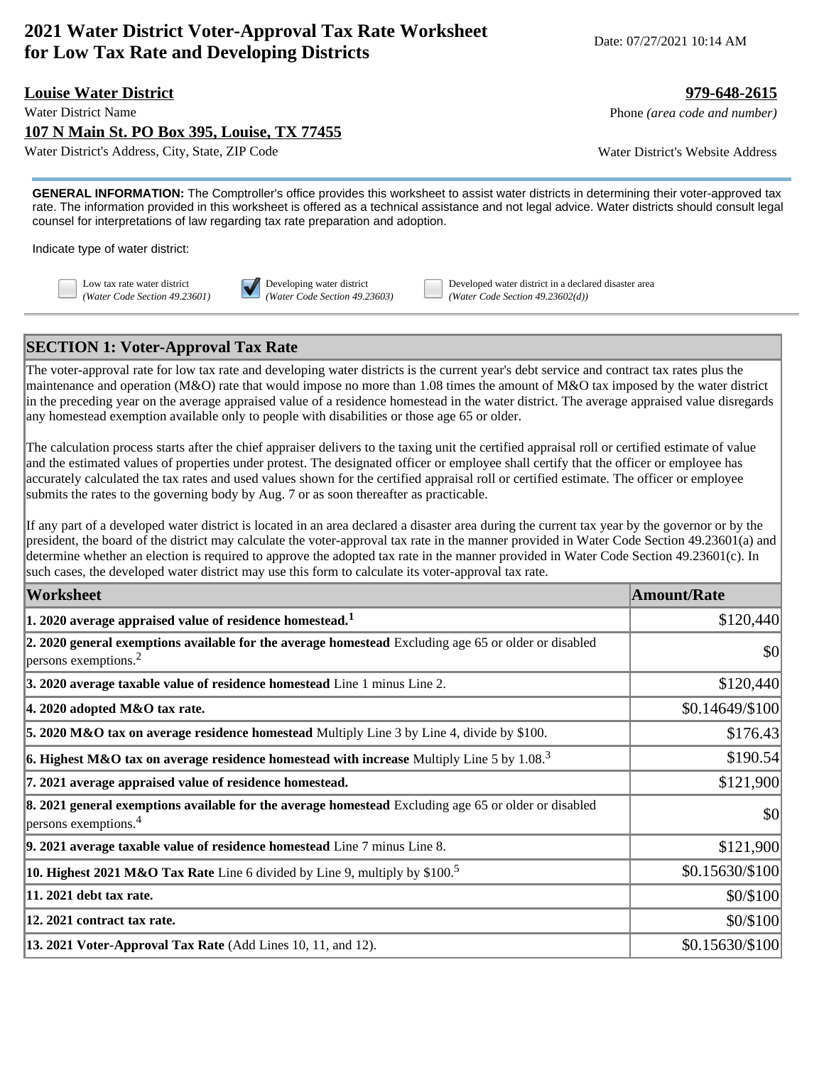# 2021 Water District Voter-Approval Tax Rate Worksheet for Low Tax Rate and Developing Districts

Date: 07/27/2021 10:14 AM

**Louise Water District**
Water District Name

**979-648-2615**
Phone *(area code and number)*

**107 N Main St. PO Box 395, Louise, TX 77455**
Water District's Address, City, State, ZIP Code

Water District's Website Address

**GENERAL INFORMATION:** The Comptroller's office provides this worksheet to assist water districts in determining their voter-approved tax rate. The information provided in this worksheet is offered as a technical assistance and not legal advice. Water districts should consult legal counsel for interpretations of law regarding tax rate preparation and adoption.

Indicate type of water district:

- ☐ Low tax rate water district *(Water Code Section 49.23601)*
- ☑ Developing water district *(Water Code Section 49.23603)*
- ☐ Developed water district in a declared disaster area *(Water Code Section 49.23602(d))*

## SECTION 1: Voter-Approval Tax Rate

The voter-approval rate for low tax rate and developing water districts is the current year's debt service and contract tax rates plus the maintenance and operation (M&O) rate that would impose no more than 1.08 times the amount of M&O tax imposed by the water district in the preceding year on the average appraised value of a residence homestead in the water district. The average appraised value disregards any homestead exemption available only to people with disabilities or those age 65 or older.

The calculation process starts after the chief appraiser delivers to the taxing unit the certified appraisal roll or certified estimate of value and the estimated values of properties under protest. The designated officer or employee shall certify that the officer or employee has accurately calculated the tax rates and used values shown for the certified appraisal roll or certified estimate. The officer or employee submits the rates to the governing body by Aug. 7 or as soon thereafter as practicable.

If any part of a developed water district is located in an area declared a disaster area during the current tax year by the governor or by the president, the board of the district may calculate the voter-approval tax rate in the manner provided in Water Code Section 49.23601(a) and determine whether an election is required to approve the adopted tax rate in the manner provided in Water Code Section 49.23601(c). In such cases, the developed water district may use this form to calculate its voter-approval tax rate.

| Worksheet | Amount/Rate |
|---|---|
| **1. 2020 average appraised value of residence homestead.**[1] | $120,440 |
| **2. 2020 general exemptions available for the average homestead** Excluding age 65 or older or disabled persons exemptions.[2] | $0 |
| **3. 2020 average taxable value of residence homestead** Line 1 minus Line 2. | $120,440 |
| **4. 2020 adopted M&O tax rate.** | $0.14649/$100 |
| **5. 2020 M&O tax on average residence homestead** Multiply Line 3 by Line 4, divide by $100. | $176.43 |
| **6. Highest M&O tax on average residence homestead with increase** Multiply Line 5 by 1.08.[3] | $190.54 |
| **7. 2021 average appraised value of residence homestead.** | $121,900 |
| **8. 2021 general exemptions available for the average homestead** Excluding age 65 or older or disabled persons exemptions.[4] | $0 |
| **9. 2021 average taxable value of residence homestead** Line 7 minus Line 8. | $121,900 |
| **10. Highest 2021 M&O Tax Rate** Line 6 divided by Line 9, multiply by $100.[5] | $0.15630/$100 |
| **11. 2021 debt tax rate.** | $0/$100 |
| **12. 2021 contract tax rate.** | $0/$100 |
| **13. 2021 Voter-Approval Tax Rate** (Add Lines 10, 11, and 12). | $0.15630/$100 |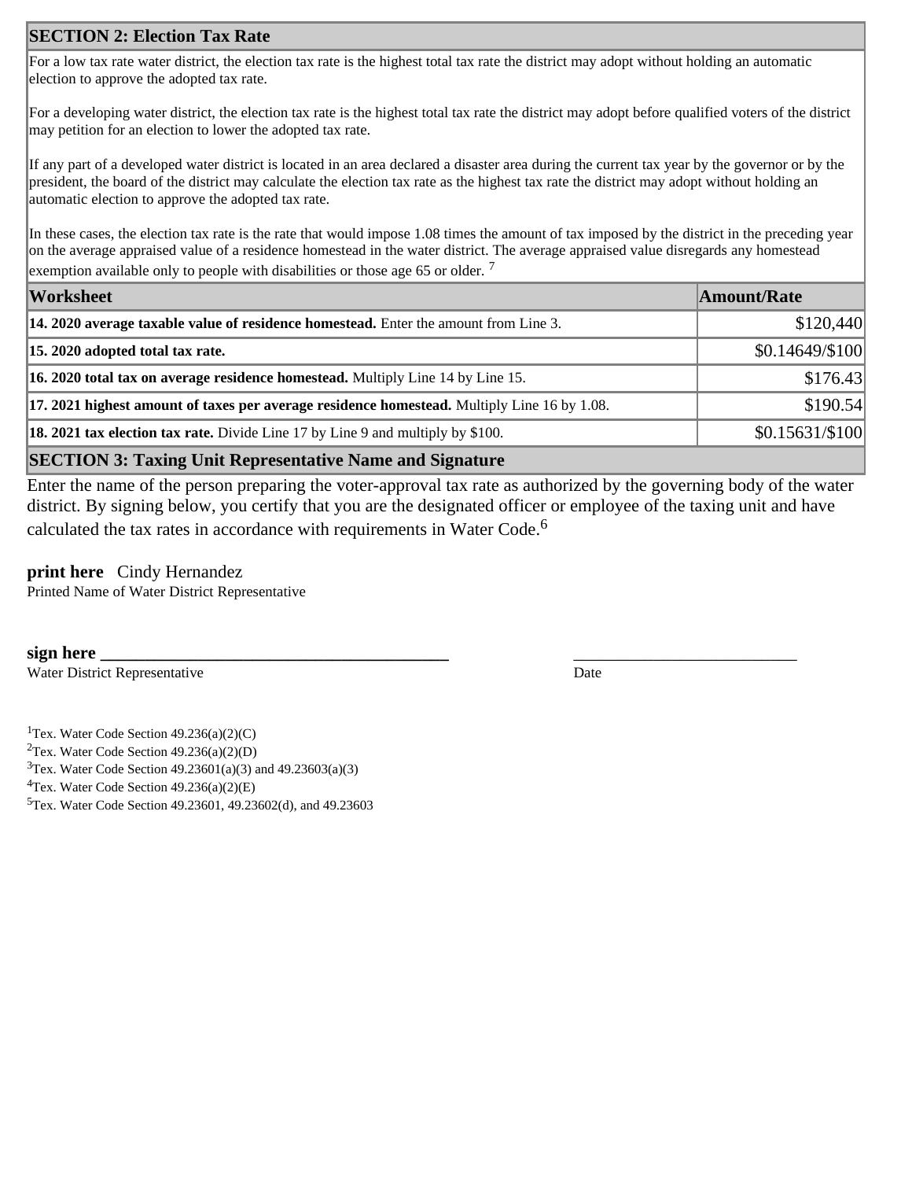## SECTION 2: Election Tax Rate

For a low tax rate water district, the election tax rate is the highest total tax rate the district may adopt without holding an automatic election to approve the adopted tax rate.

For a developing water district, the election tax rate is the highest total tax rate the district may adopt before qualified voters of the district may petition for an election to lower the adopted tax rate.

If any part of a developed water district is located in an area declared a disaster area during the current tax year by the governor or by the president, the board of the district may calculate the election tax rate as the highest tax rate the district may adopt without holding an automatic election to approve the adopted tax rate.

In these cases, the election tax rate is the rate that would impose 1.08 times the amount of tax imposed by the district in the preceding year on the average appraised value of a residence homestead in the water district. The average appraised value disregards any homestead exemption available only to people with disabilities or those age 65 or older. [7]

| Worksheet | Amount/Rate |
|---|---|
| **14. 2020 average taxable value of residence homestead.** Enter the amount from Line 3. | $120,440 |
| **15. 2020 adopted total tax rate.** | $0.14649/$100 |
| **16. 2020 total tax on average residence homestead.** Multiply Line 14 by Line 15. | $176.43 |
| **17. 2021 highest amount of taxes per average residence homestead.** Multiply Line 16 by 1.08. | $190.54 |
| **18. 2021 tax election tax rate.** Divide Line 17 by Line 9 and multiply by $100. | $0.15631/$100 |

## SECTION 3: Taxing Unit Representative Name and Signature

Enter the name of the person preparing the voter-approval tax rate as authorized by the governing body of the water district. By signing below, you certify that you are the designated officer or employee of the taxing unit and have calculated the tax rates in accordance with requirements in Water Code.[6]

**print here** Cindy Hernandez
Printed Name of Water District Representative

**sign here** ________________________________________ ____________________________
Water District Representative Date

[1]Tex. Water Code Section 49.236(a)(2)(C)
[2]Tex. Water Code Section 49.236(a)(2)(D)
[3]Tex. Water Code Section 49.23601(a)(3) and 49.23603(a)(3)
[4]Tex. Water Code Section 49.236(a)(2)(E)
[5]Tex. Water Code Section 49.23601, 49.23602(d), and 49.23603